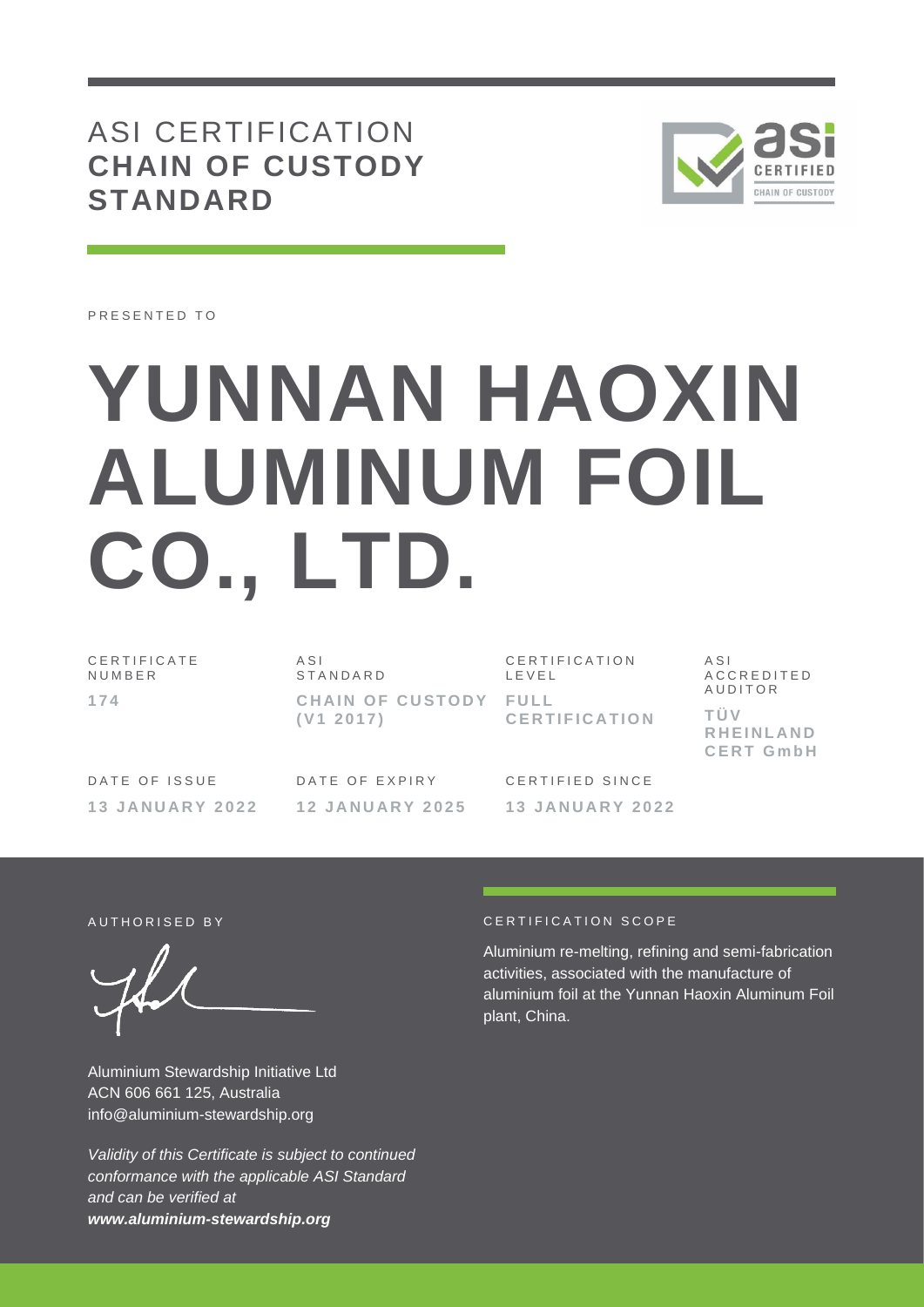# ASI CERTIFICATION **CHAIN OF CUSTODY STANDARD**

PRESENTED TO

# YUNNAN HAOXIN ALUMINUM FOIL CO., LTD.

| CERTIFICATE NUMBER | ASI STANDARD | CERTIFICATION LEVEL | ASI ACCREDITED AUDITOR |
|---|---|---|---|
| **174** | **CHAIN OF CUSTODY (V1 2017)** | **FULL CERTIFICATION** | **TÜV RHEINLAND CERT GmbH** |

| DATE OF ISSUE | DATE OF EXPIRY | CERTIFIED SINCE |
|---|---|---|
| **13 JANUARY 2022** | **12 JANUARY 2025** | **13 JANUARY 2022** |

AUTHORISED BY

Aluminium Stewardship Initiative Ltd
ACN 606 661 125, Australia
info@aluminium-stewardship.org

*Validity of this Certificate is subject to continued conformance with the applicable ASI Standard and can be verified at* ***www.aluminium-stewardship.org***

CERTIFICATION SCOPE

Aluminium re-melting, refining and semi-fabrication activities, associated with the manufacture of aluminium foil at the Yunnan Haoxin Aluminum Foil plant, China.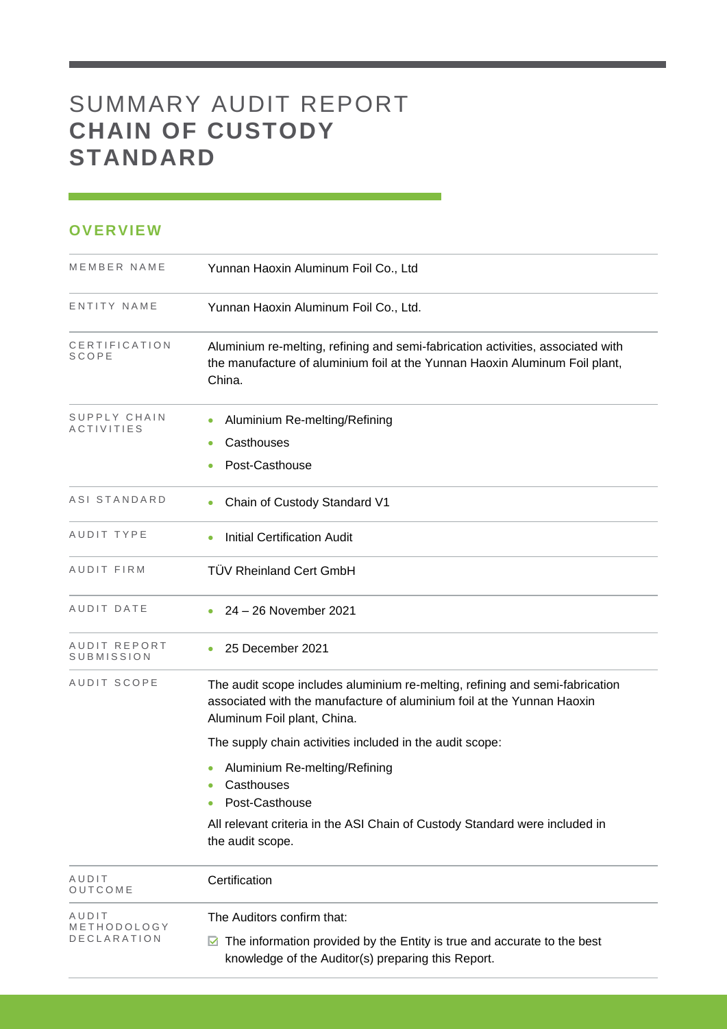# SUMMARY AUDIT REPORT **CHAIN OF CUSTODY STANDARD**

## OVERVIEW

| | |
|---|---|
| MEMBER NAME | Yunnan Haoxin Aluminum Foil Co., Ltd |
| ENTITY NAME | Yunnan Haoxin Aluminum Foil Co., Ltd. |
| CERTIFICATION SCOPE | Aluminium re-melting, refining and semi-fabrication activities, associated with the manufacture of aluminium foil at the Yunnan Haoxin Aluminum Foil plant, China. |
| SUPPLY CHAIN ACTIVITIES | • Aluminium Re-melting/Refining<br>• Casthouses<br>• Post-Casthouse |
| ASI STANDARD | • Chain of Custody Standard V1 |
| AUDIT TYPE | • Initial Certification Audit |
| AUDIT FIRM | TÜV Rheinland Cert GmbH |
| AUDIT DATE | • 24 – 26 November 2021 |
| AUDIT REPORT SUBMISSION | • 25 December 2021 |
| AUDIT SCOPE | The audit scope includes aluminium re-melting, refining and semi-fabrication associated with the manufacture of aluminium foil at the Yunnan Haoxin Aluminum Foil plant, China.<br><br>The supply chain activities included in the audit scope:<br><br>• Aluminium Re-melting/Refining<br>• Casthouses<br>• Post-Casthouse<br><br>All relevant criteria in the ASI Chain of Custody Standard were included in the audit scope. |
| AUDIT OUTCOME | Certification |
| AUDIT METHODOLOGY DECLARATION | The Auditors confirm that:<br><br>☑ The information provided by the Entity is true and accurate to the best knowledge of the Auditor(s) preparing this Report. |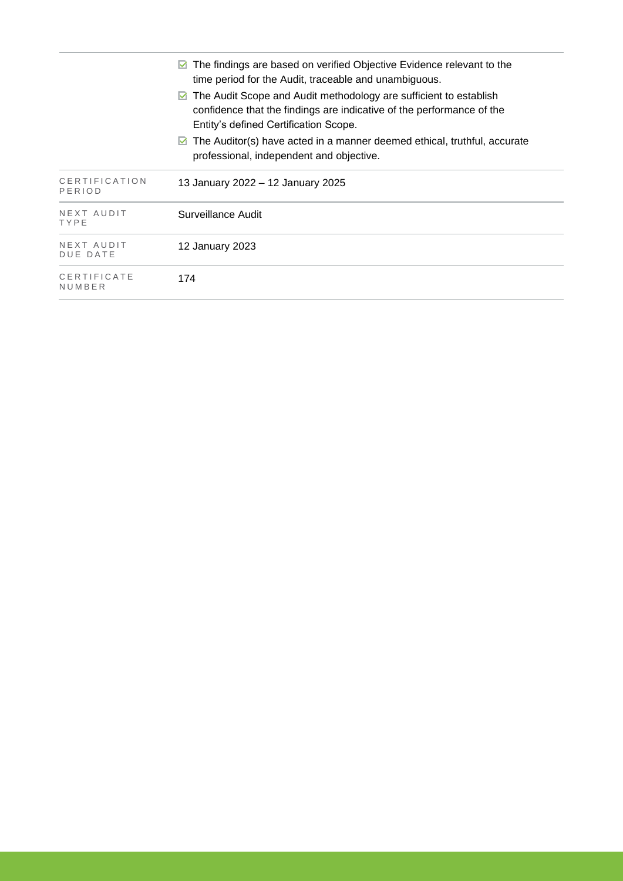| | |
|---|---|
| | ☑ The findings are based on verified Objective Evidence relevant to the time period for the Audit, traceable and unambiguous.<br>☑ The Audit Scope and Audit methodology are sufficient to establish confidence that the findings are indicative of the performance of the Entity's defined Certification Scope.<br>☑ The Auditor(s) have acted in a manner deemed ethical, truthful, accurate professional, independent and objective. |
| CERTIFICATION PERIOD | 13 January 2022 – 12 January 2025 |
| NEXT AUDIT TYPE | Surveillance Audit |
| NEXT AUDIT DUE DATE | 12 January 2023 |
| CERTIFICATE NUMBER | 174 |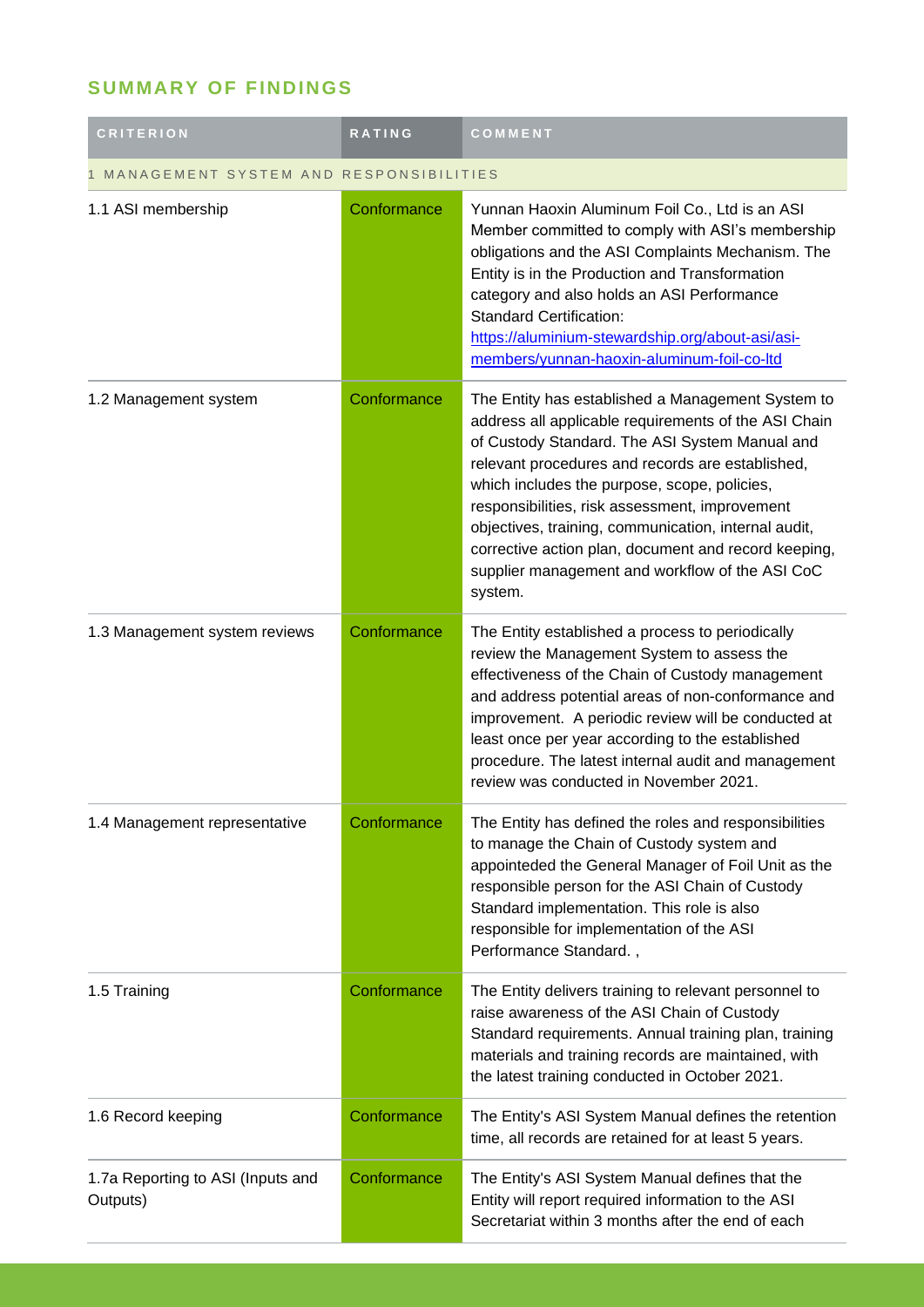## SUMMARY OF FINDINGS

| CRITERION | RATING | COMMENT |
|---|---|---|
| 1 MANAGEMENT SYSTEM AND RESPONSIBILITIES | | |
| 1.1 ASI membership | Conformance | Yunnan Haoxin Aluminum Foil Co., Ltd is an ASI Member committed to comply with ASI's membership obligations and the ASI Complaints Mechanism. The Entity is in the Production and Transformation category and also holds an ASI Performance Standard Certification: https://aluminium-stewardship.org/about-asi/asi-members/yunnan-haoxin-aluminum-foil-co-ltd |
| 1.2 Management system | Conformance | The Entity has established a Management System to address all applicable requirements of the ASI Chain of Custody Standard. The ASI System Manual and relevant procedures and records are established, which includes the purpose, scope, policies, responsibilities, risk assessment, improvement objectives, training, communication, internal audit, corrective action plan, document and record keeping, supplier management and workflow of the ASI CoC system. |
| 1.3 Management system reviews | Conformance | The Entity established a process to periodically review the Management System to assess the effectiveness of the Chain of Custody management and address potential areas of non-conformance and improvement. A periodic review will be conducted at least once per year according to the established procedure. The latest internal audit and management review was conducted in November 2021. |
| 1.4 Management representative | Conformance | The Entity has defined the roles and responsibilities to manage the Chain of Custody system and appointeded the General Manager of Foil Unit as the responsible person for the ASI Chain of Custody Standard implementation. This role is also responsible for implementation of the ASI Performance Standard. , |
| 1.5 Training | Conformance | The Entity delivers training to relevant personnel to raise awareness of the ASI Chain of Custody Standard requirements. Annual training plan, training materials and training records are maintained, with the latest training conducted in October 2021. |
| 1.6 Record keeping | Conformance | The Entity's ASI System Manual defines the retention time, all records are retained for at least 5 years. |
| 1.7a Reporting to ASI (Inputs and Outputs) | Conformance | The Entity's ASI System Manual defines that the Entity will report required information to the ASI Secretariat within 3 months after the end of each |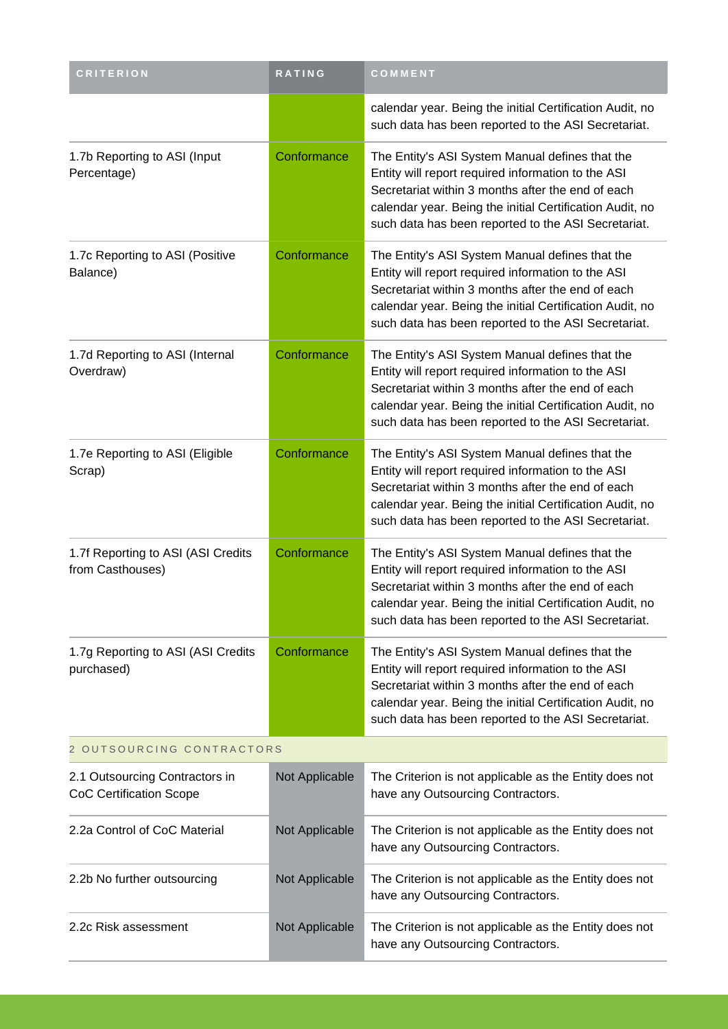| CRITERION | RATING | COMMENT |
| --- | --- | --- |
| | | calendar year. Being the initial Certification Audit, no such data has been reported to the ASI Secretariat. |
| 1.7b Reporting to ASI (Input Percentage) | Conformance | The Entity's ASI System Manual defines that the Entity will report required information to the ASI Secretariat within 3 months after the end of each calendar year. Being the initial Certification Audit, no such data has been reported to the ASI Secretariat. |
| 1.7c Reporting to ASI (Positive Balance) | Conformance | The Entity's ASI System Manual defines that the Entity will report required information to the ASI Secretariat within 3 months after the end of each calendar year. Being the initial Certification Audit, no such data has been reported to the ASI Secretariat. |
| 1.7d Reporting to ASI (Internal Overdraw) | Conformance | The Entity's ASI System Manual defines that the Entity will report required information to the ASI Secretariat within 3 months after the end of each calendar year. Being the initial Certification Audit, no such data has been reported to the ASI Secretariat. |
| 1.7e Reporting to ASI (Eligible Scrap) | Conformance | The Entity's ASI System Manual defines that the Entity will report required information to the ASI Secretariat within 3 months after the end of each calendar year. Being the initial Certification Audit, no such data has been reported to the ASI Secretariat. |
| 1.7f Reporting to ASI (ASI Credits from Casthouses) | Conformance | The Entity's ASI System Manual defines that the Entity will report required information to the ASI Secretariat within 3 months after the end of each calendar year. Being the initial Certification Audit, no such data has been reported to the ASI Secretariat. |
| 1.7g Reporting to ASI (ASI Credits purchased) | Conformance | The Entity's ASI System Manual defines that the Entity will report required information to the ASI Secretariat within 3 months after the end of each calendar year. Being the initial Certification Audit, no such data has been reported to the ASI Secretariat. |
| 2 OUTSOURCING CONTRACTORS | | |
| 2.1 Outsourcing Contractors in CoC Certification Scope | Not Applicable | The Criterion is not applicable as the Entity does not have any Outsourcing Contractors. |
| 2.2a Control of CoC Material | Not Applicable | The Criterion is not applicable as the Entity does not have any Outsourcing Contractors. |
| 2.2b No further outsourcing | Not Applicable | The Criterion is not applicable as the Entity does not have any Outsourcing Contractors. |
| 2.2c Risk assessment | Not Applicable | The Criterion is not applicable as the Entity does not have any Outsourcing Contractors. |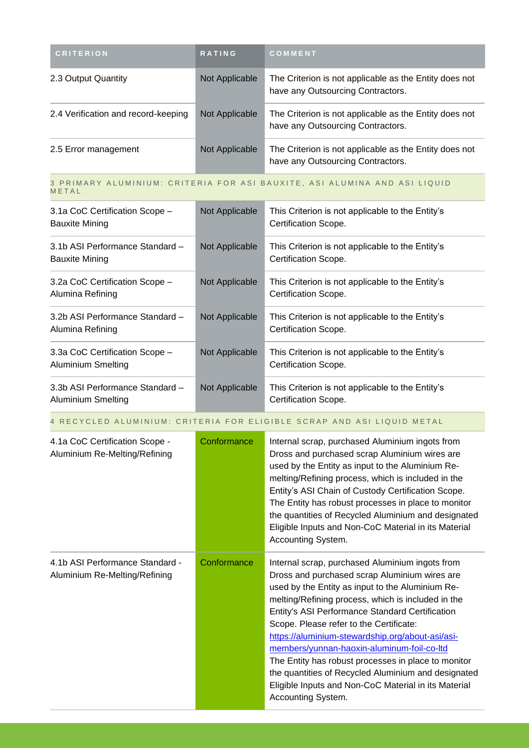| CRITERION | RATING | COMMENT |
| --- | --- | --- |
| 2.3 Output Quantity | Not Applicable | The Criterion is not applicable as the Entity does not have any Outsourcing Contractors. |
| 2.4 Verification and record-keeping | Not Applicable | The Criterion is not applicable as the Entity does not have any Outsourcing Contractors. |
| 2.5 Error management | Not Applicable | The Criterion is not applicable as the Entity does not have any Outsourcing Contractors. |
| 3 PRIMARY ALUMINIUM: CRITERIA FOR ASI BAUXITE, ASI ALUMINA AND ASI LIQUID METAL | | |
| 3.1a CoC Certification Scope – Bauxite Mining | Not Applicable | This Criterion is not applicable to the Entity's Certification Scope. |
| 3.1b ASI Performance Standard – Bauxite Mining | Not Applicable | This Criterion is not applicable to the Entity's Certification Scope. |
| 3.2a CoC Certification Scope – Alumina Refining | Not Applicable | This Criterion is not applicable to the Entity's Certification Scope. |
| 3.2b ASI Performance Standard – Alumina Refining | Not Applicable | This Criterion is not applicable to the Entity's Certification Scope. |
| 3.3a CoC Certification Scope – Aluminium Smelting | Not Applicable | This Criterion is not applicable to the Entity's Certification Scope. |
| 3.3b ASI Performance Standard – Aluminium Smelting | Not Applicable | This Criterion is not applicable to the Entity's Certification Scope. |
| 4 RECYCLED ALUMINIUM: CRITERIA FOR ELIGIBLE SCRAP AND ASI LIQUID METAL | | |
| 4.1a CoC Certification Scope - Aluminium Re-Melting/Refining | Conformance | Internal scrap, purchased Aluminium ingots from Dross and purchased scrap Aluminium wires are used by the Entity as input to the Aluminium Re-melting/Refining process, which is included in the Entity's ASI Chain of Custody Certification Scope. The Entity has robust processes in place to monitor the quantities of Recycled Aluminium and designated Eligible Inputs and Non-CoC Material in its Material Accounting System. |
| 4.1b ASI Performance Standard - Aluminium Re-Melting/Refining | Conformance | Internal scrap, purchased Aluminium ingots from Dross and purchased scrap Aluminium wires are used by the Entity as input to the Aluminium Re-melting/Refining process, which is included in the Entity's ASI Performance Standard Certification Scope. Please refer to the Certificate: [https://aluminium-stewardship.org/about-asi/asi-members/yunnan-haoxin-aluminum-foil-co-ltd](https://aluminium-stewardship.org/about-asi/asi-members/yunnan-haoxin-aluminum-foil-co-ltd) The Entity has robust processes in place to monitor the quantities of Recycled Aluminium and designated Eligible Inputs and Non-CoC Material in its Material Accounting System. |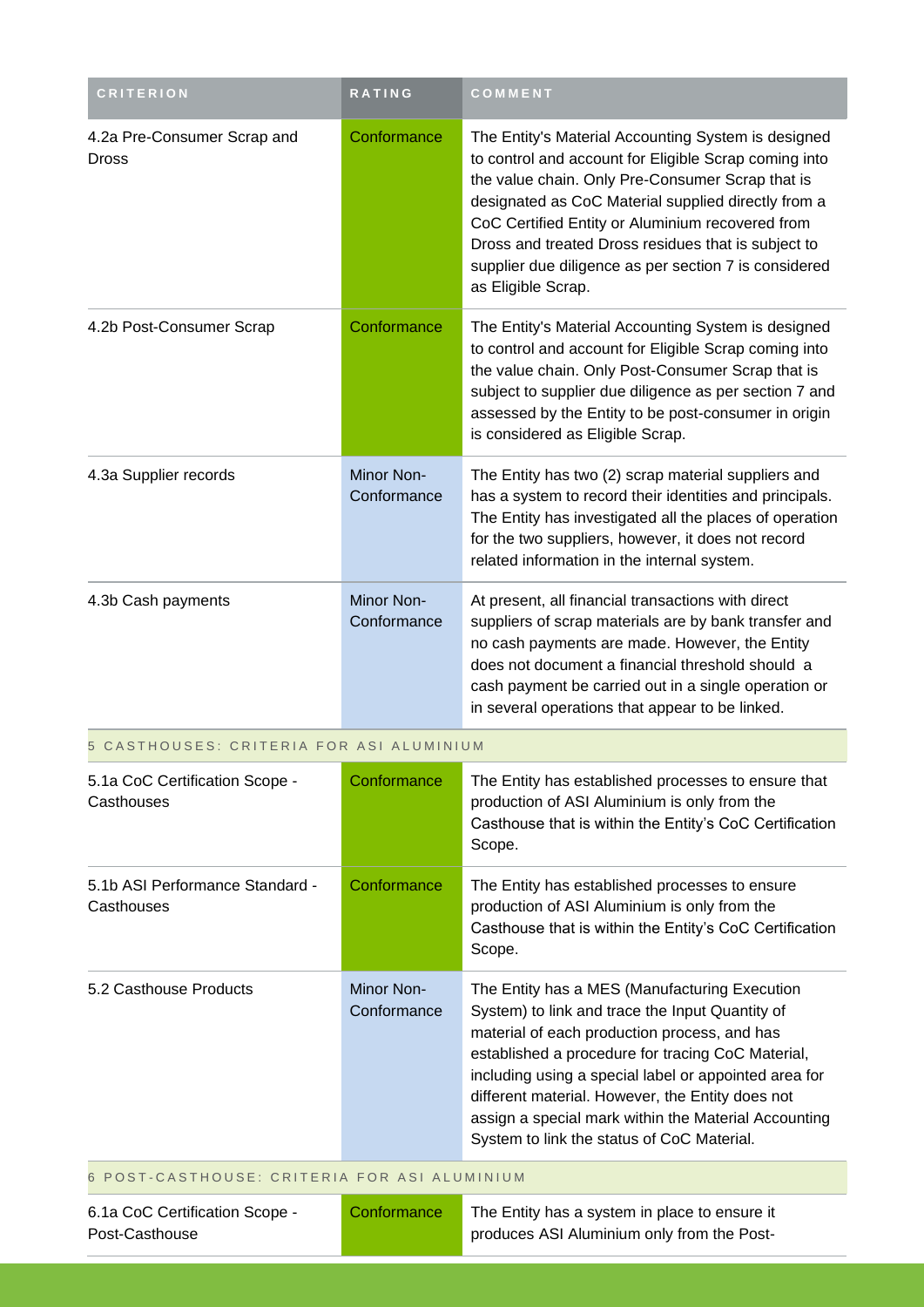| CRITERION | RATING | COMMENT |
| --- | --- | --- |
| 4.2a Pre-Consumer Scrap and Dross | Conformance | The Entity's Material Accounting System is designed to control and account for Eligible Scrap coming into the value chain. Only Pre-Consumer Scrap that is designated as CoC Material supplied directly from a CoC Certified Entity or Aluminium recovered from Dross and treated Dross residues that is subject to supplier due diligence as per section 7 is considered as Eligible Scrap. |
| 4.2b Post-Consumer Scrap | Conformance | The Entity's Material Accounting System is designed to control and account for Eligible Scrap coming into the value chain. Only Post-Consumer Scrap that is subject to supplier due diligence as per section 7 and assessed by the Entity to be post-consumer in origin is considered as Eligible Scrap. |
| 4.3a Supplier records | Minor Non-Conformance | The Entity has two (2) scrap material suppliers and has a system to record their identities and principals. The Entity has investigated all the places of operation for the two suppliers, however, it does not record related information in the internal system. |
| 4.3b Cash payments | Minor Non-Conformance | At present, all financial transactions with direct suppliers of scrap materials are by bank transfer and no cash payments are made. However, the Entity does not document a financial threshold should a cash payment be carried out in a single operation or in several operations that appear to be linked. |
| 5 CASTHOUSES: CRITERIA FOR ASI ALUMINIUM | | |
| 5.1a CoC Certification Scope - Casthouses | Conformance | The Entity has established processes to ensure that production of ASI Aluminium is only from the Casthouse that is within the Entity's CoC Certification Scope. |
| 5.1b ASI Performance Standard - Casthouses | Conformance | The Entity has established processes to ensure production of ASI Aluminium is only from the Casthouse that is within the Entity's CoC Certification Scope. |
| 5.2 Casthouse Products | Minor Non-Conformance | The Entity has a MES (Manufacturing Execution System) to link and trace the Input Quantity of material of each production process, and has established a procedure for tracing CoC Material, including using a special label or appointed area for different material. However, the Entity does not assign a special mark within the Material Accounting System to link the status of CoC Material. |
| 6 POST-CASTHOUSE: CRITERIA FOR ASI ALUMINIUM | | |
| 6.1a CoC Certification Scope - Post-Casthouse | Conformance | The Entity has a system in place to ensure it produces ASI Aluminium only from the Post- |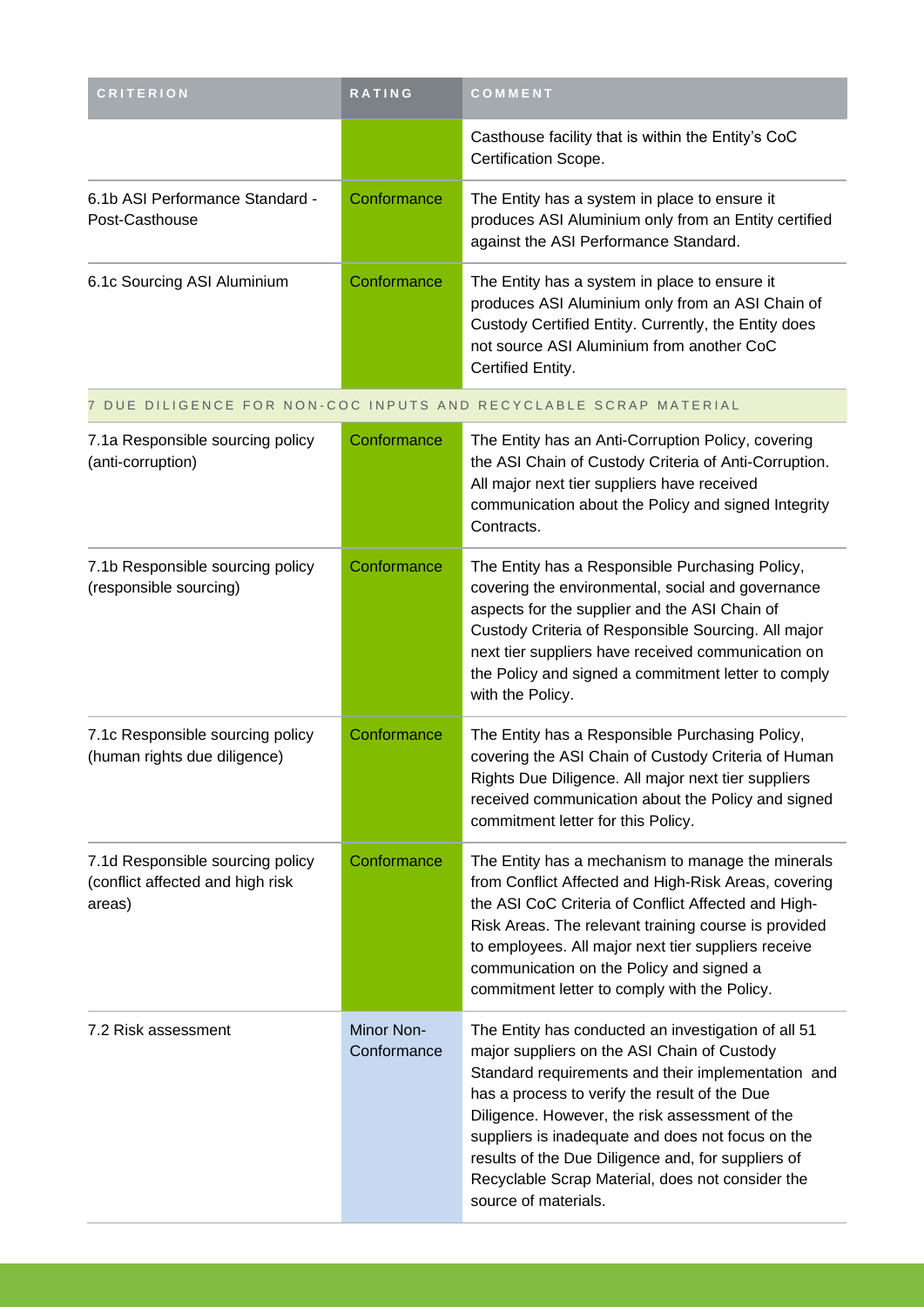| CRITERION | RATING | COMMENT |
|---|---|---|
| | | Casthouse facility that is within the Entity's CoC Certification Scope. |
| 6.1b ASI Performance Standard - Post-Casthouse | Conformance | The Entity has a system in place to ensure it produces ASI Aluminium only from an Entity certified against the ASI Performance Standard. |
| 6.1c Sourcing ASI Aluminium | Conformance | The Entity has a system in place to ensure it produces ASI Aluminium only from an ASI Chain of Custody Certified Entity. Currently, the Entity does not source ASI Aluminium from another CoC Certified Entity. |
| 7 DUE DILIGENCE FOR NON-COC INPUTS AND RECYCLABLE SCRAP MATERIAL | | |
| 7.1a Responsible sourcing policy (anti-corruption) | Conformance | The Entity has an Anti-Corruption Policy, covering the ASI Chain of Custody Criteria of Anti-Corruption. All major next tier suppliers have received communication about the Policy and signed Integrity Contracts. |
| 7.1b Responsible sourcing policy (responsible sourcing) | Conformance | The Entity has a Responsible Purchasing Policy, covering the environmental, social and governance aspects for the supplier and the ASI Chain of Custody Criteria of Responsible Sourcing. All major next tier suppliers have received communication on the Policy and signed a commitment letter to comply with the Policy. |
| 7.1c Responsible sourcing policy (human rights due diligence) | Conformance | The Entity has a Responsible Purchasing Policy, covering the ASI Chain of Custody Criteria of Human Rights Due Diligence. All major next tier suppliers received communication about the Policy and signed commitment letter for this Policy. |
| 7.1d Responsible sourcing policy (conflict affected and high risk areas) | Conformance | The Entity has a mechanism to manage the minerals from Conflict Affected and High-Risk Areas, covering the ASI CoC Criteria of Conflict Affected and High-Risk Areas. The relevant training course is provided to employees. All major next tier suppliers receive communication on the Policy and signed a commitment letter to comply with the Policy. |
| 7.2 Risk assessment | Minor Non-Conformance | The Entity has conducted an investigation of all 51 major suppliers on the ASI Chain of Custody Standard requirements and their implementation and has a process to verify the result of the Due Diligence. However, the risk assessment of the suppliers is inadequate and does not focus on the results of the Due Diligence and, for suppliers of Recyclable Scrap Material, does not consider the source of materials. |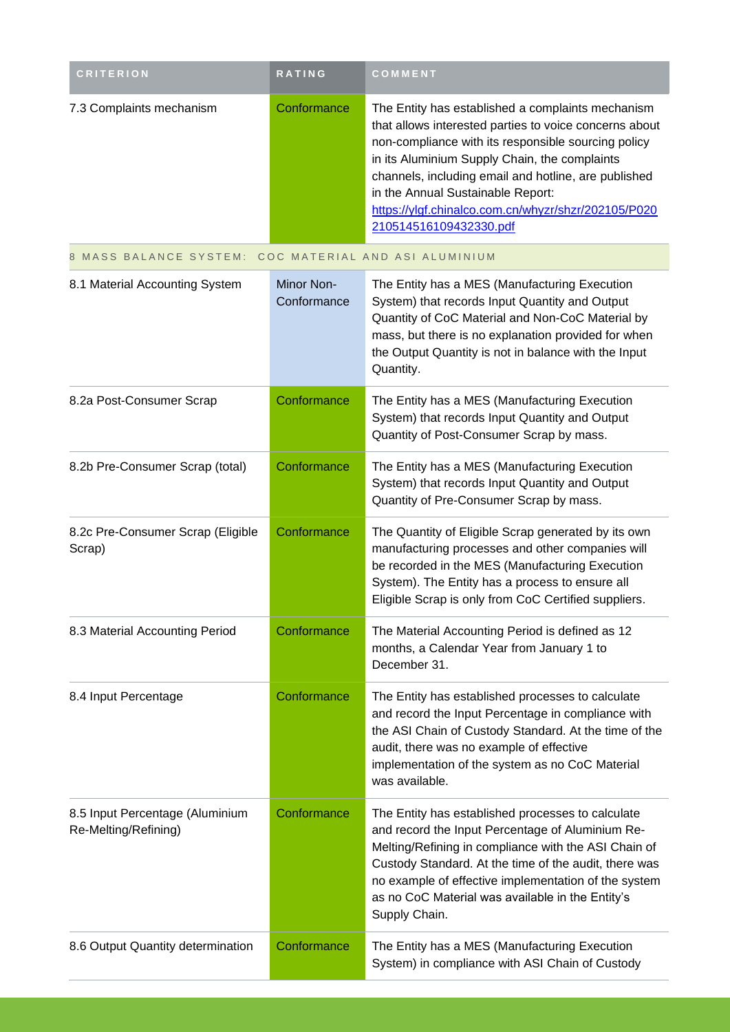| CRITERION | RATING | COMMENT |
| --- | --- | --- |
| 7.3 Complaints mechanism | Conformance | The Entity has established a complaints mechanism that allows interested parties to voice concerns about non-compliance with its responsible sourcing policy in its Aluminium Supply Chain, the complaints channels, including email and hotline, are published in the Annual Sustainable Report: https://ylgf.chinalco.com.cn/whyzr/shzr/202105/P020210514516109432330.pdf |
| 8 MASS BALANCE SYSTEM: COC MATERIAL AND ASI ALUMINIUM | | |
| 8.1 Material Accounting System | Minor Non-Conformance | The Entity has a MES (Manufacturing Execution System) that records Input Quantity and Output Quantity of CoC Material and Non-CoC Material by mass, but there is no explanation provided for when the Output Quantity is not in balance with the Input Quantity. |
| 8.2a Post-Consumer Scrap | Conformance | The Entity has a MES (Manufacturing Execution System) that records Input Quantity and Output Quantity of Post-Consumer Scrap by mass. |
| 8.2b Pre-Consumer Scrap (total) | Conformance | The Entity has a MES (Manufacturing Execution System) that records Input Quantity and Output Quantity of Pre-Consumer Scrap by mass. |
| 8.2c Pre-Consumer Scrap (Eligible Scrap) | Conformance | The Quantity of Eligible Scrap generated by its own manufacturing processes and other companies will be recorded in the MES (Manufacturing Execution System). The Entity has a process to ensure all Eligible Scrap is only from CoC Certified suppliers. |
| 8.3 Material Accounting Period | Conformance | The Material Accounting Period is defined as 12 months, a Calendar Year from January 1 to December 31. |
| 8.4 Input Percentage | Conformance | The Entity has established processes to calculate and record the Input Percentage in compliance with the ASI Chain of Custody Standard. At the time of the audit, there was no example of effective implementation of the system as no CoC Material was available. |
| 8.5 Input Percentage (Aluminium Re-Melting/Refining) | Conformance | The Entity has established processes to calculate and record the Input Percentage of Aluminium Re-Melting/Refining in compliance with the ASI Chain of Custody Standard. At the time of the audit, there was no example of effective implementation of the system as no CoC Material was available in the Entity's Supply Chain. |
| 8.6 Output Quantity determination | Conformance | The Entity has a MES (Manufacturing Execution System) in compliance with ASI Chain of Custody |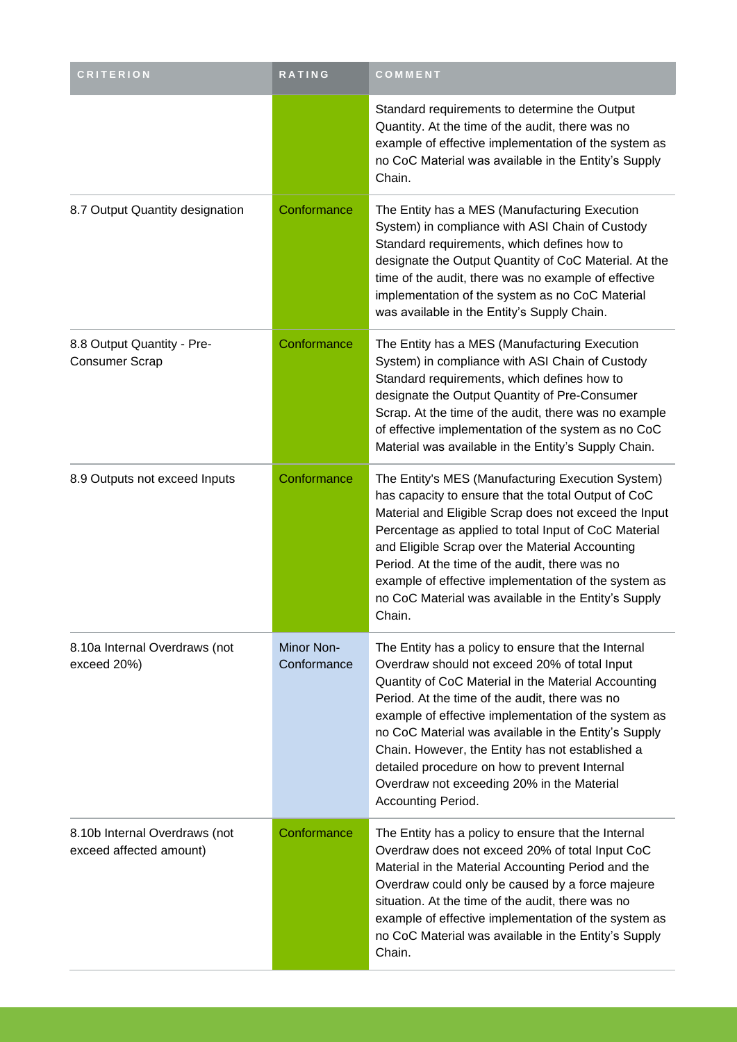| CRITERION | RATING | COMMENT |
| --- | --- | --- |
| | | Standard requirements to determine the Output Quantity. At the time of the audit, there was no example of effective implementation of the system as no CoC Material was available in the Entity's Supply Chain. |
| 8.7 Output Quantity designation | Conformance | The Entity has a MES (Manufacturing Execution System) in compliance with ASI Chain of Custody Standard requirements, which defines how to designate the Output Quantity of CoC Material. At the time of the audit, there was no example of effective implementation of the system as no CoC Material was available in the Entity's Supply Chain. |
| 8.8 Output Quantity - Pre-Consumer Scrap | Conformance | The Entity has a MES (Manufacturing Execution System) in compliance with ASI Chain of Custody Standard requirements, which defines how to designate the Output Quantity of Pre-Consumer Scrap. At the time of the audit, there was no example of effective implementation of the system as no CoC Material was available in the Entity's Supply Chain. |
| 8.9 Outputs not exceed Inputs | Conformance | The Entity's MES (Manufacturing Execution System) has capacity to ensure that the total Output of CoC Material and Eligible Scrap does not exceed the Input Percentage as applied to total Input of CoC Material and Eligible Scrap over the Material Accounting Period. At the time of the audit, there was no example of effective implementation of the system as no CoC Material was available in the Entity's Supply Chain. |
| 8.10a Internal Overdraws (not exceed 20%) | Minor Non-Conformance | The Entity has a policy to ensure that the Internal Overdraw should not exceed 20% of total Input Quantity of CoC Material in the Material Accounting Period. At the time of the audit, there was no example of effective implementation of the system as no CoC Material was available in the Entity's Supply Chain. However, the Entity has not established a detailed procedure on how to prevent Internal Overdraw not exceeding 20% in the Material Accounting Period. |
| 8.10b Internal Overdraws (not exceed affected amount) | Conformance | The Entity has a policy to ensure that the Internal Overdraw does not exceed 20% of total Input CoC Material in the Material Accounting Period and the Overdraw could only be caused by a force majeure situation. At the time of the audit, there was no example of effective implementation of the system as no CoC Material was available in the Entity's Supply Chain. |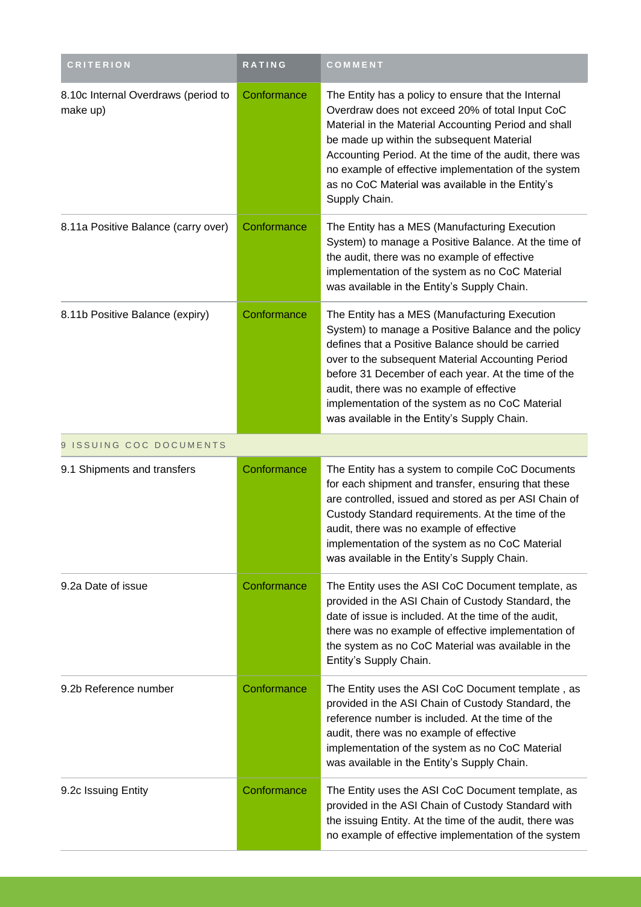| CRITERION | RATING | COMMENT |
| --- | --- | --- |
| 8.10c Internal Overdraws (period to make up) | Conformance | The Entity has a policy to ensure that the Internal Overdraw does not exceed 20% of total Input CoC Material in the Material Accounting Period and shall be made up within the subsequent Material Accounting Period. At the time of the audit, there was no example of effective implementation of the system as no CoC Material was available in the Entity's Supply Chain. |
| 8.11a Positive Balance (carry over) | Conformance | The Entity has a MES (Manufacturing Execution System) to manage a Positive Balance. At the time of the audit, there was no example of effective implementation of the system as no CoC Material was available in the Entity's Supply Chain. |
| 8.11b Positive Balance (expiry) | Conformance | The Entity has a MES (Manufacturing Execution System) to manage a Positive Balance and the policy defines that a Positive Balance should be carried over to the subsequent Material Accounting Period before 31 December of each year. At the time of the audit, there was no example of effective implementation of the system as no CoC Material was available in the Entity's Supply Chain. |
| 9 ISSUING COC DOCUMENTS | | |
| 9.1 Shipments and transfers | Conformance | The Entity has a system to compile CoC Documents for each shipment and transfer, ensuring that these are controlled, issued and stored as per ASI Chain of Custody Standard requirements. At the time of the audit, there was no example of effective implementation of the system as no CoC Material was available in the Entity's Supply Chain. |
| 9.2a Date of issue | Conformance | The Entity uses the ASI CoC Document template, as provided in the ASI Chain of Custody Standard, the date of issue is included. At the time of the audit, there was no example of effective implementation of the system as no CoC Material was available in the Entity's Supply Chain. |
| 9.2b Reference number | Conformance | The Entity uses the ASI CoC Document template , as provided in the ASI Chain of Custody Standard, the reference number is included. At the time of the audit, there was no example of effective implementation of the system as no CoC Material was available in the Entity's Supply Chain. |
| 9.2c Issuing Entity | Conformance | The Entity uses the ASI CoC Document template, as provided in the ASI Chain of Custody Standard with the issuing Entity. At the time of the audit, there was no example of effective implementation of the system |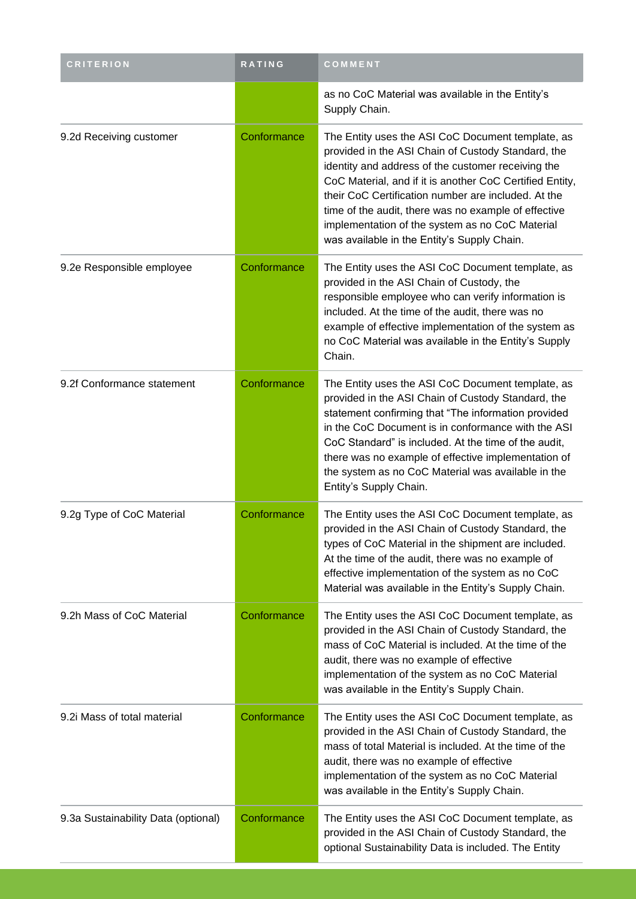| CRITERION | RATING | COMMENT |
| --- | --- | --- |
| | | as no CoC Material was available in the Entity's Supply Chain. |
| 9.2d Receiving customer | Conformance | The Entity uses the ASI CoC Document template, as provided in the ASI Chain of Custody Standard, the identity and address of the customer receiving the CoC Material, and if it is another CoC Certified Entity, their CoC Certification number are included. At the time of the audit, there was no example of effective implementation of the system as no CoC Material was available in the Entity's Supply Chain. |
| 9.2e Responsible employee | Conformance | The Entity uses the ASI CoC Document template, as provided in the ASI Chain of Custody, the responsible employee who can verify information is included. At the time of the audit, there was no example of effective implementation of the system as no CoC Material was available in the Entity's Supply Chain. |
| 9.2f Conformance statement | Conformance | The Entity uses the ASI CoC Document template, as provided in the ASI Chain of Custody Standard, the statement confirming that "The information provided in the CoC Document is in conformance with the ASI CoC Standard" is included. At the time of the audit, there was no example of effective implementation of the system as no CoC Material was available in the Entity's Supply Chain. |
| 9.2g Type of CoC Material | Conformance | The Entity uses the ASI CoC Document template, as provided in the ASI Chain of Custody Standard, the types of CoC Material in the shipment are included. At the time of the audit, there was no example of effective implementation of the system as no CoC Material was available in the Entity's Supply Chain. |
| 9.2h Mass of CoC Material | Conformance | The Entity uses the ASI CoC Document template, as provided in the ASI Chain of Custody Standard, the mass of CoC Material is included. At the time of the audit, there was no example of effective implementation of the system as no CoC Material was available in the Entity's Supply Chain. |
| 9.2i Mass of total material | Conformance | The Entity uses the ASI CoC Document template, as provided in the ASI Chain of Custody Standard, the mass of total Material is included. At the time of the audit, there was no example of effective implementation of the system as no CoC Material was available in the Entity's Supply Chain. |
| 9.3a Sustainability Data (optional) | Conformance | The Entity uses the ASI CoC Document template, as provided in the ASI Chain of Custody Standard, the optional Sustainability Data is included. The Entity |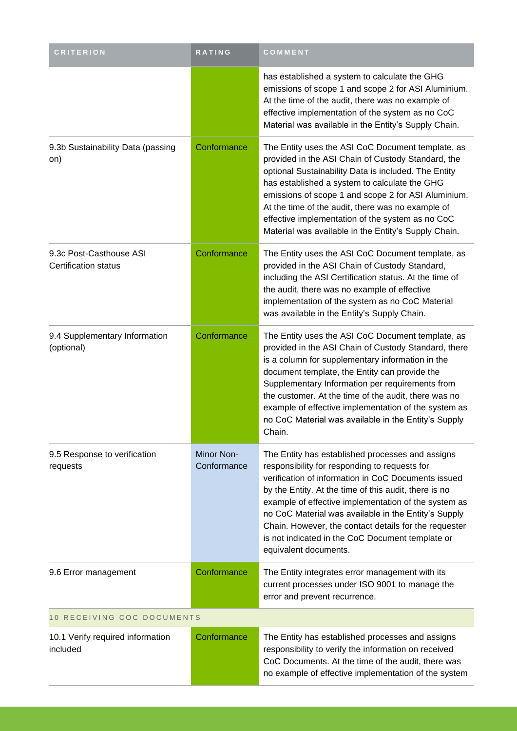| CRITERION | RATING | COMMENT |
| --- | --- | --- |
| | | has established a system to calculate the GHG emissions of scope 1 and scope 2 for ASI Aluminium. At the time of the audit, there was no example of effective implementation of the system as no CoC Material was available in the Entity's Supply Chain. |
| 9.3b Sustainability Data (passing on) | Conformance | The Entity uses the ASI CoC Document template, as provided in the ASI Chain of Custody Standard, the optional Sustainability Data is included. The Entity has established a system to calculate the GHG emissions of scope 1 and scope 2 for ASI Aluminium. At the time of the audit, there was no example of effective implementation of the system as no CoC Material was available in the Entity's Supply Chain. |
| 9.3c Post-Casthouse ASI Certification status | Conformance | The Entity uses the ASI CoC Document template, as provided in the ASI Chain of Custody Standard, including the ASI Certification status. At the time of the audit, there was no example of effective implementation of the system as no CoC Material was available in the Entity's Supply Chain. |
| 9.4 Supplementary Information (optional) | Conformance | The Entity uses the ASI CoC Document template, as provided in the ASI Chain of Custody Standard, there is a column for supplementary information in the document template, the Entity can provide the Supplementary Information per requirements from the customer. At the time of the audit, there was no example of effective implementation of the system as no CoC Material was available in the Entity's Supply Chain. |
| 9.5 Response to verification requests | Minor Non-Conformance | The Entity has established processes and assigns responsibility for responding to requests for verification of information in CoC Documents issued by the Entity. At the time of this audit, there is no example of effective implementation of the system as no CoC Material was available in the Entity's Supply Chain. However, the contact details for the requester is not indicated in the CoC Document template or equivalent documents. |
| 9.6 Error management | Conformance | The Entity integrates error management with its current processes under ISO 9001 to manage the error and prevent recurrence. |
| 10 RECEIVING COC DOCUMENTS | | |
| 10.1 Verify required information included | Conformance | The Entity has established processes and assigns responsibility to verify the information on received CoC Documents. At the time of the audit, there was no example of effective implementation of the system |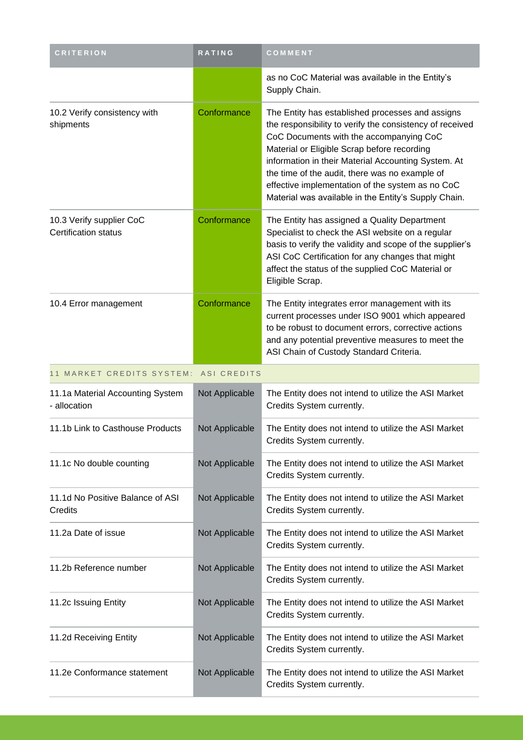| CRITERION | RATING | COMMENT |
| --- | --- | --- |
| | | as no CoC Material was available in the Entity's Supply Chain. |
| 10.2 Verify consistency with shipments | Conformance | The Entity has established processes and assigns the responsibility to verify the consistency of received CoC Documents with the accompanying CoC Material or Eligible Scrap before recording information in their Material Accounting System. At the time of the audit, there was no example of effective implementation of the system as no CoC Material was available in the Entity's Supply Chain. |
| 10.3 Verify supplier CoC Certification status | Conformance | The Entity has assigned a Quality Department Specialist to check the ASI website on a regular basis to verify the validity and scope of the supplier's ASI CoC Certification for any changes that might affect the status of the supplied CoC Material or Eligible Scrap. |
| 10.4 Error management | Conformance | The Entity integrates error management with its current processes under ISO 9001 which appeared to be robust to document errors, corrective actions and any potential preventive measures to meet the ASI Chain of Custody Standard Criteria. |
| **11 MARKET CREDITS SYSTEM: ASI CREDITS** | | |
| 11.1a Material Accounting System - allocation | Not Applicable | The Entity does not intend to utilize the ASI Market Credits System currently. |
| 11.1b Link to Casthouse Products | Not Applicable | The Entity does not intend to utilize the ASI Market Credits System currently. |
| 11.1c No double counting | Not Applicable | The Entity does not intend to utilize the ASI Market Credits System currently. |
| 11.1d No Positive Balance of ASI Credits | Not Applicable | The Entity does not intend to utilize the ASI Market Credits System currently. |
| 11.2a Date of issue | Not Applicable | The Entity does not intend to utilize the ASI Market Credits System currently. |
| 11.2b Reference number | Not Applicable | The Entity does not intend to utilize the ASI Market Credits System currently. |
| 11.2c Issuing Entity | Not Applicable | The Entity does not intend to utilize the ASI Market Credits System currently. |
| 11.2d Receiving Entity | Not Applicable | The Entity does not intend to utilize the ASI Market Credits System currently. |
| 11.2e Conformance statement | Not Applicable | The Entity does not intend to utilize the ASI Market Credits System currently. |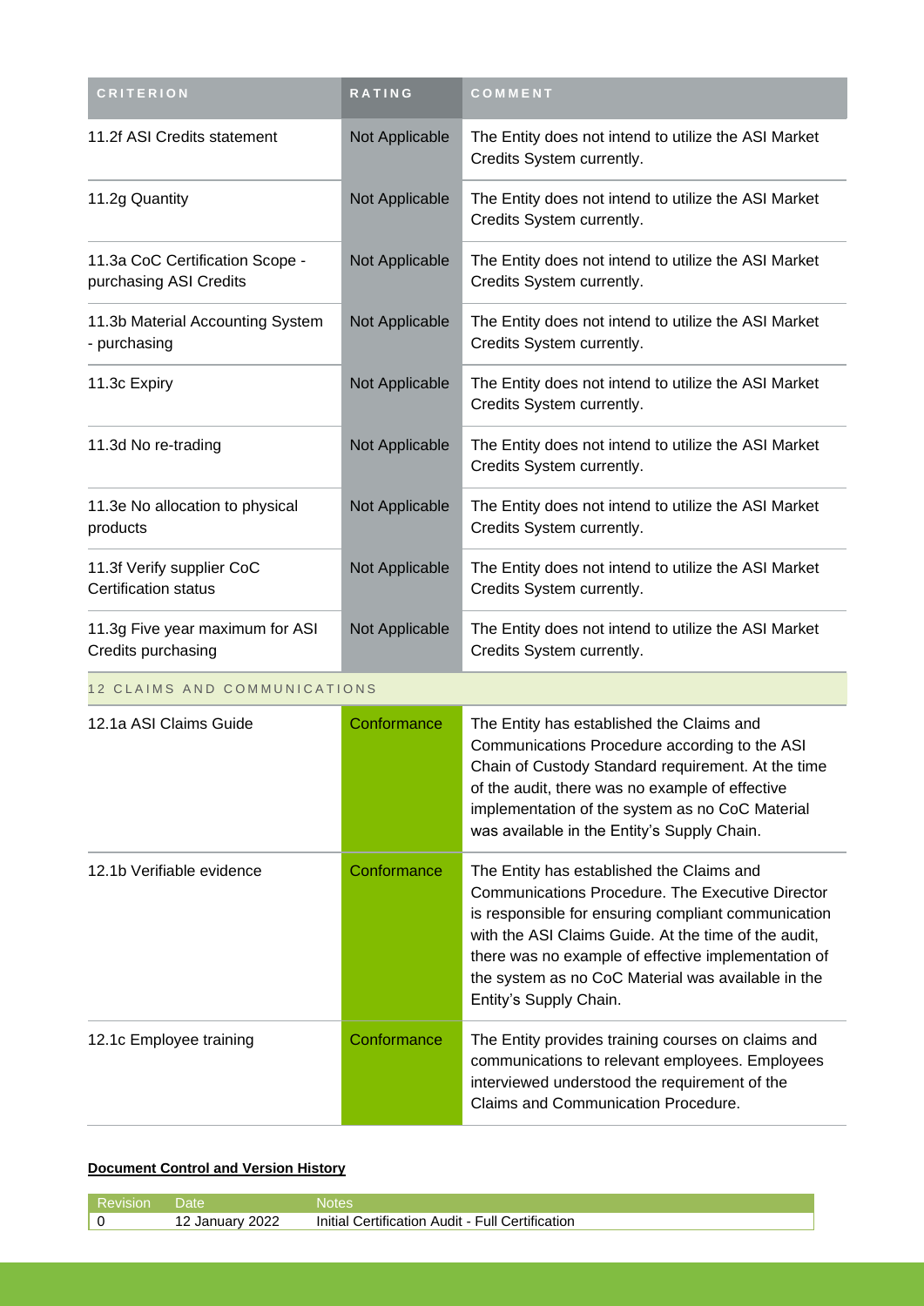| CRITERION | RATING | COMMENT |
|---|---|---|
| 11.2f ASI Credits statement | Not Applicable | The Entity does not intend to utilize the ASI Market Credits System currently. |
| 11.2g Quantity | Not Applicable | The Entity does not intend to utilize the ASI Market Credits System currently. |
| 11.3a CoC Certification Scope - purchasing ASI Credits | Not Applicable | The Entity does not intend to utilize the ASI Market Credits System currently. |
| 11.3b Material Accounting System - purchasing | Not Applicable | The Entity does not intend to utilize the ASI Market Credits System currently. |
| 11.3c Expiry | Not Applicable | The Entity does not intend to utilize the ASI Market Credits System currently. |
| 11.3d No re-trading | Not Applicable | The Entity does not intend to utilize the ASI Market Credits System currently. |
| 11.3e No allocation to physical products | Not Applicable | The Entity does not intend to utilize the ASI Market Credits System currently. |
| 11.3f Verify supplier CoC Certification status | Not Applicable | The Entity does not intend to utilize the ASI Market Credits System currently. |
| 11.3g Five year maximum for ASI Credits purchasing | Not Applicable | The Entity does not intend to utilize the ASI Market Credits System currently. |
| 12 CLAIMS AND COMMUNICATIONS | | |
| 12.1a ASI Claims Guide | Conformance | The Entity has established the Claims and Communications Procedure according to the ASI Chain of Custody Standard requirement. At the time of the audit, there was no example of effective implementation of the system as no CoC Material was available in the Entity's Supply Chain. |
| 12.1b Verifiable evidence | Conformance | The Entity has established the Claims and Communications Procedure. The Executive Director is responsible for ensuring compliant communication with the ASI Claims Guide. At the time of the audit, there was no example of effective implementation of the system as no CoC Material was available in the Entity's Supply Chain. |
| 12.1c Employee training | Conformance | The Entity provides training courses on claims and communications to relevant employees. Employees interviewed understood the requirement of the Claims and Communication Procedure. |

**Document Control and Version History**

| Revision | Date | Notes |
|---|---|---|
| 0 | 12 January 2022 | Initial Certification Audit - Full Certification |